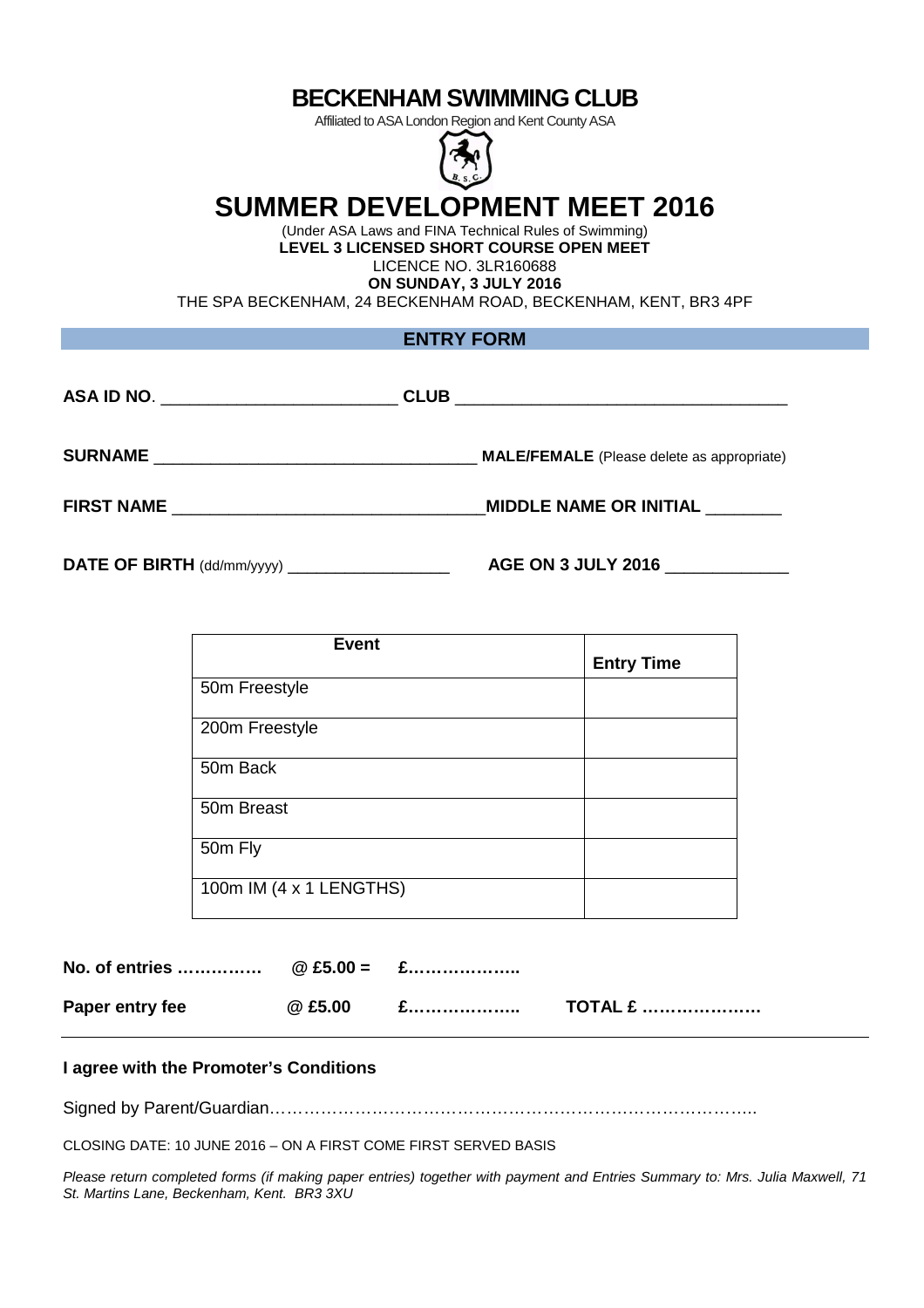# BECKENHAM SWIMMING CLUB

Affiliated to ASA London Region and Kent County ASA

# SUMMER DEVELOPMENT MEET 2016

(Under ASA Laws and FINA Technical Rules of Swimming)

**LEVEL 3 LICENSED SHORT COURSE OPEN MEET**

LICENCE NO. 3LR160688

**ON SUNDAY, 3 JULY 2016**

THE SPA BECKENHAM, 24 BECKENHAM ROAD, BECKENHAM, KENT, BR3 4PF

## ENTRY FORM

**ASA ID NO**. _________________________ **CLUB** ___________________________________

**SURNAME** __________________________________ **MALE/FEMALE** (Please delete as appropriate)

**FIRST NAME** _________________________________**MIDDLE NAME OR INITIAL** ________

**DATE OF BIRTH** (dd/mm/yyyy) __________________ **AGE ON 3 JULY 2016** _____________

| Event | Entry Time |
|---|---|
| 50m Freestyle | |
| 200m Freestyle | |
| 50m Back | |
| 50m Breast | |
| 50m Fly | |
| 100m IM (4 x 1 LENGTHS) | |

**No. of entries ……………  @ £5.00 =  £………………..**

**Paper entry fee  @ £5.00  £………………..  TOTAL £ …………………**

---

**I agree with the Promoter's Conditions**

Signed by Parent/Guardian……………………………………………………………………………..

CLOSING DATE: 10 JUNE 2016 – ON A FIRST COME FIRST SERVED BASIS

*Please return completed forms (if making paper entries) together with payment and Entries Summary to: Mrs. Julia Maxwell, 71 St. Martins Lane, Beckenham, Kent. BR3 3XU*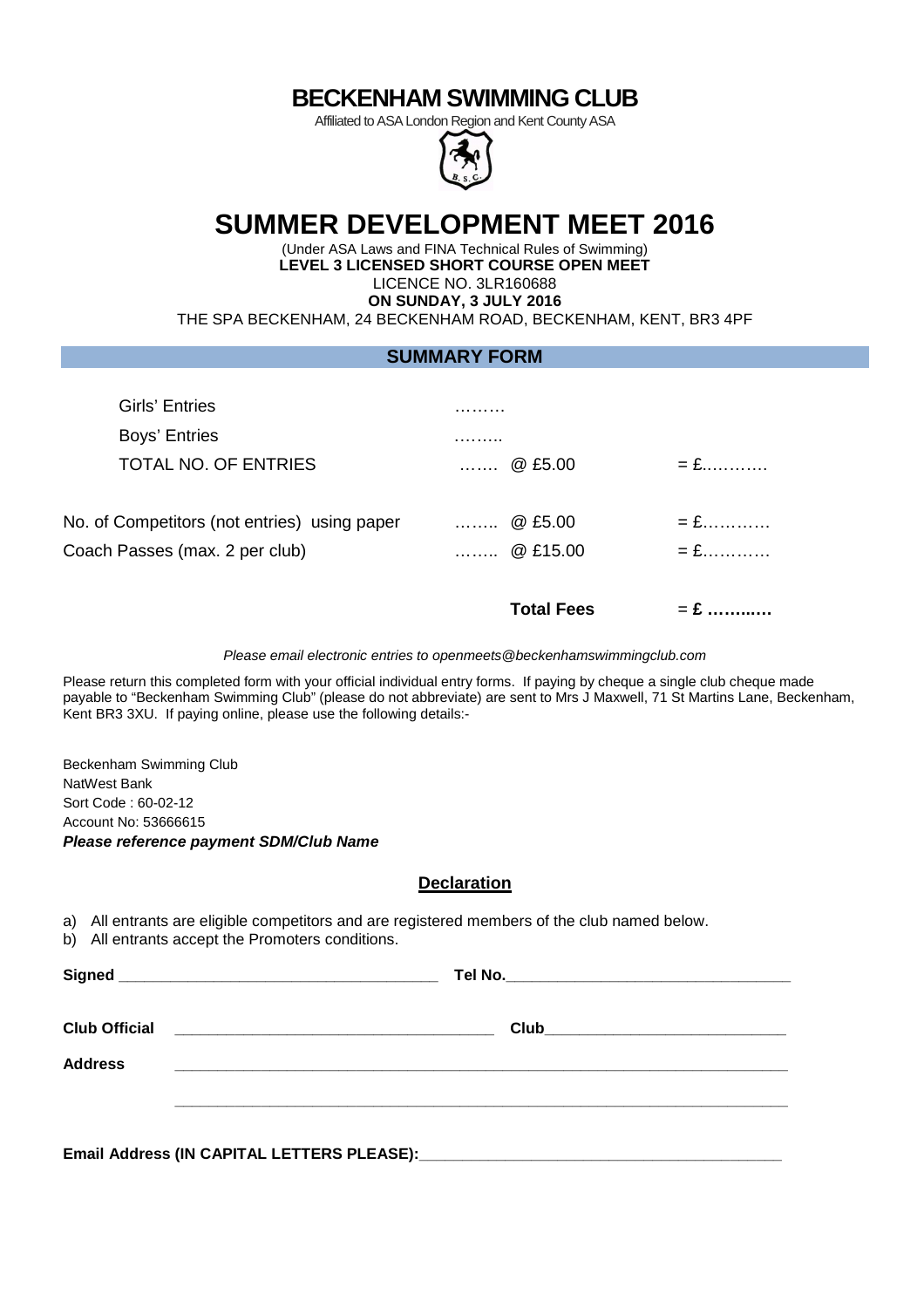# BECKENHAM SWIMMING CLUB

Affiliated to ASA London Region and Kent County ASA

# SUMMER DEVELOPMENT MEET 2016

(Under ASA Laws and FINA Technical Rules of Swimming)

**LEVEL 3 LICENSED SHORT COURSE OPEN MEET**

LICENCE NO. 3LR160688

**ON SUNDAY, 3 JULY 2016**

THE SPA BECKENHAM, 24 BECKENHAM ROAD, BECKENHAM, KENT, BR3 4PF

## SUMMARY FORM

| | | |
|---|---|---|
| Girls' Entries | ……… | |
| Boys' Entries | ……... | |
| TOTAL NO. OF ENTRIES | ……. @ £5.00 | = £..………. |
| No. of Competitors (not entries) using paper | …….. @ £5.00 | = £………… |
| Coach Passes (max. 2 per club) | …….. @ £15.00 | = £………… |
| | **Total Fees** | = **£ ……..….** |

*Please email electronic entries to openmeets@beckenhamswimmingclub.com*

Please return this completed form with your official individual entry forms. If paying by cheque a single club cheque made payable to "Beckenham Swimming Club" (please do not abbreviate) are sent to Mrs J Maxwell, 71 St Martins Lane, Beckenham, Kent BR3 3XU. If paying online, please use the following details:-

Beckenham Swimming Club
NatWest Bank
Sort Code : 60-02-12
Account No: 53666615
***Please reference payment SDM/Club Name***

## Declaration

a) All entrants are eligible competitors and are registered members of the club named below.
b) All entrants accept the Promoters conditions.

**Signed** ____________________________________ **Tel No.**________________________________

**Club Official** ____________________________________ **Club**___________________________

**Address** ________________________________________________________________________

________________________________________________________________________

**Email Address (IN CAPITAL LETTERS PLEASE):**_________________________________________